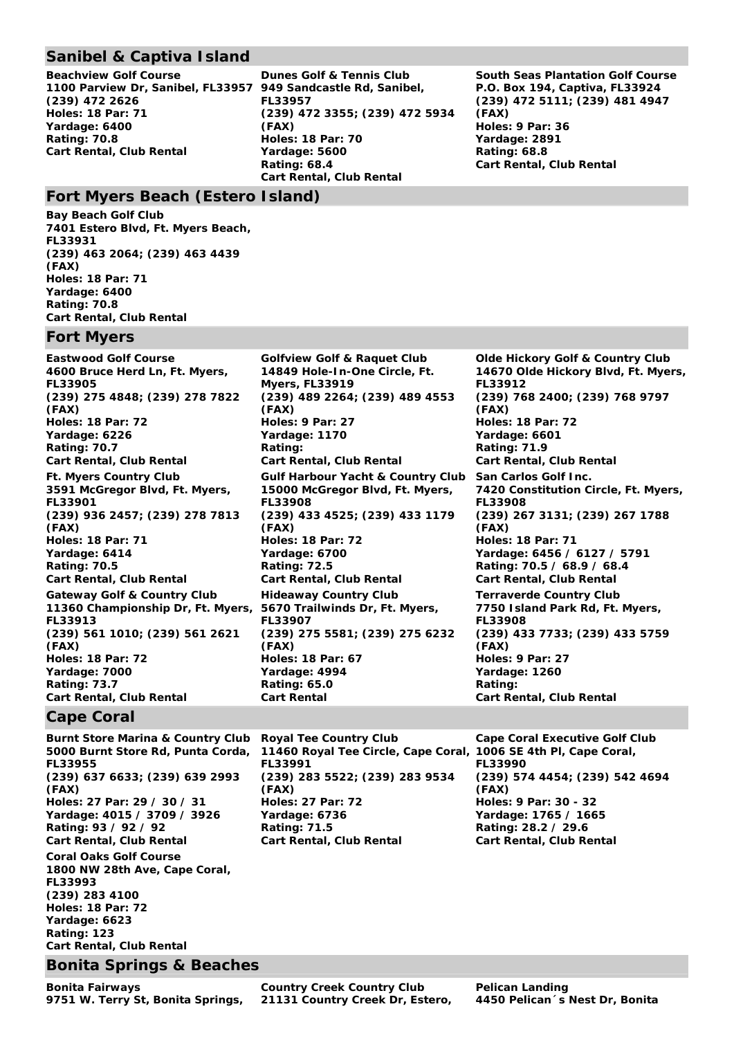## Sanibel & Captiva Island

**Beachview Golf Course**
**1100 Parview Dr, Sanibel, FL33957**
**(239) 472 2626**
**Holes: 18 Par: 71**
**Yardage: 6400**
**Rating: 70.8**
**Cart Rental, Club Rental**

**Dunes Golf & Tennis Club**
**949 Sandcastle Rd, Sanibel, FL33957**
**(239) 472 3355; (239) 472 5934 (FAX)**
**Holes: 18 Par: 70**
**Yardage: 5600**
**Rating: 68.4**
**Cart Rental, Club Rental**

**South Seas Plantation Golf Course**
**P.O. Box 194, Captiva, FL33924**
**(239) 472 5111; (239) 481 4947 (FAX)**
**Holes: 9 Par: 36**
**Yardage: 2891**
**Rating: 68.8**
**Cart Rental, Club Rental**

## Fort Myers Beach (Estero Island)

**Bay Beach Golf Club**
**7401 Estero Blvd, Ft. Myers Beach, FL33931**
**(239) 463 2064; (239) 463 4439 (FAX)**
**Holes: 18 Par: 71**
**Yardage: 6400**
**Rating: 70.8**
**Cart Rental, Club Rental**

## Fort Myers

**Eastwood Golf Course**
**4600 Bruce Herd Ln, Ft. Myers, FL33905**
**(239) 275 4848; (239) 278 7822 (FAX)**
**Holes: 18 Par: 72**
**Yardage: 6226**
**Rating: 70.7**
**Cart Rental, Club Rental**

**Golfview Golf & Raquet Club**
**14849 Hole-In-One Circle, Ft. Myers, FL33919**
**(239) 489 2264; (239) 489 4553 (FAX)**
**Holes: 9 Par: 27**
**Yardage: 1170**
**Rating:**
**Cart Rental, Club Rental**

**Olde Hickory Golf & Country Club**
**14670 Olde Hickory Blvd, Ft. Myers, FL33912**
**(239) 768 2400; (239) 768 9797 (FAX)**
**Holes: 18 Par: 72**
**Yardage: 6601**
**Rating: 71.9**
**Cart Rental, Club Rental**

**Ft. Myers Country Club**
**3591 McGregor Blvd, Ft. Myers, FL33901**
**(239) 936 2457; (239) 278 7813 (FAX)**
**Holes: 18 Par: 71**
**Yardage: 6414**
**Rating: 70.5**
**Cart Rental, Club Rental**

**Gulf Harbour Yacht & Country Club**
**15000 McGregor Blvd, Ft. Myers, FL33908**
**(239) 433 4525; (239) 433 1179 (FAX)**
**Holes: 18 Par: 72**
**Yardage: 6700**
**Rating: 72.5**
**Cart Rental, Club Rental**

**San Carlos Golf Inc.**
**7420 Constitution Circle, Ft. Myers, FL33908**
**(239) 267 3131; (239) 267 1788 (FAX)**
**Holes: 18 Par: 71**
**Yardage: 6456 / 6127 / 5791**
**Rating: 70.5 / 68.9 / 68.4**
**Cart Rental, Club Rental**

**Gateway Golf & Country Club**
**11360 Championship Dr, Ft. Myers, FL33913**
**(239) 561 1010; (239) 561 2621 (FAX)**
**Holes: 18 Par: 72**
**Yardage: 7000**
**Rating: 73.7**
**Cart Rental, Club Rental**

**Hideaway Country Club**
**5670 Trailwinds Dr, Ft. Myers, FL33907**
**(239) 275 5581; (239) 275 6232 (FAX)**
**Holes: 18 Par: 67**
**Yardage: 4994**
**Rating: 65.0**
**Cart Rental**

**Terraverde Country Club**
**7750 Island Park Rd, Ft. Myers, FL33908**
**(239) 433 7733; (239) 433 5759 (FAX)**
**Holes: 9 Par: 27**
**Yardage: 1260**
**Rating:**
**Cart Rental, Club Rental**

## Cape Coral

**Burnt Store Marina & Country Club**
**5000 Burnt Store Rd, Punta Corda, FL33955**
**(239) 637 6633; (239) 639 2993 (FAX)**
**Holes: 27 Par: 29 / 30 / 31**
**Yardage: 4015 / 3709 / 3926**
**Rating: 93 / 92 / 92**
**Cart Rental, Club Rental**

**Royal Tee Country Club**
**11460 Royal Tee Circle, Cape Coral, FL33991**
**(239) 283 5522; (239) 283 9534 (FAX)**
**Holes: 27 Par: 72**
**Yardage: 6736**
**Rating: 71.5**
**Cart Rental, Club Rental**

**Cape Coral Executive Golf Club**
**1006 SE 4th Pl, Cape Coral, FL33990**
**(239) 574 4454; (239) 542 4694 (FAX)**
**Holes: 9 Par: 30 - 32**
**Yardage: 1765 / 1665**
**Rating: 28.2 / 29.6**
**Cart Rental, Club Rental**

**Coral Oaks Golf Course**
**1800 NW 28th Ave, Cape Coral, FL33993**
**(239) 283 4100**
**Holes: 18 Par: 72**
**Yardage: 6623**
**Rating: 123**
**Cart Rental, Club Rental**

## Bonita Springs & Beaches

**Bonita Fairways**
**9751 W. Terry St, Bonita Springs,**

**Country Creek Country Club**
**21131 Country Creek Dr, Estero,**

**Pelican Landing**
**4450 Pelican´s Nest Dr, Bonita**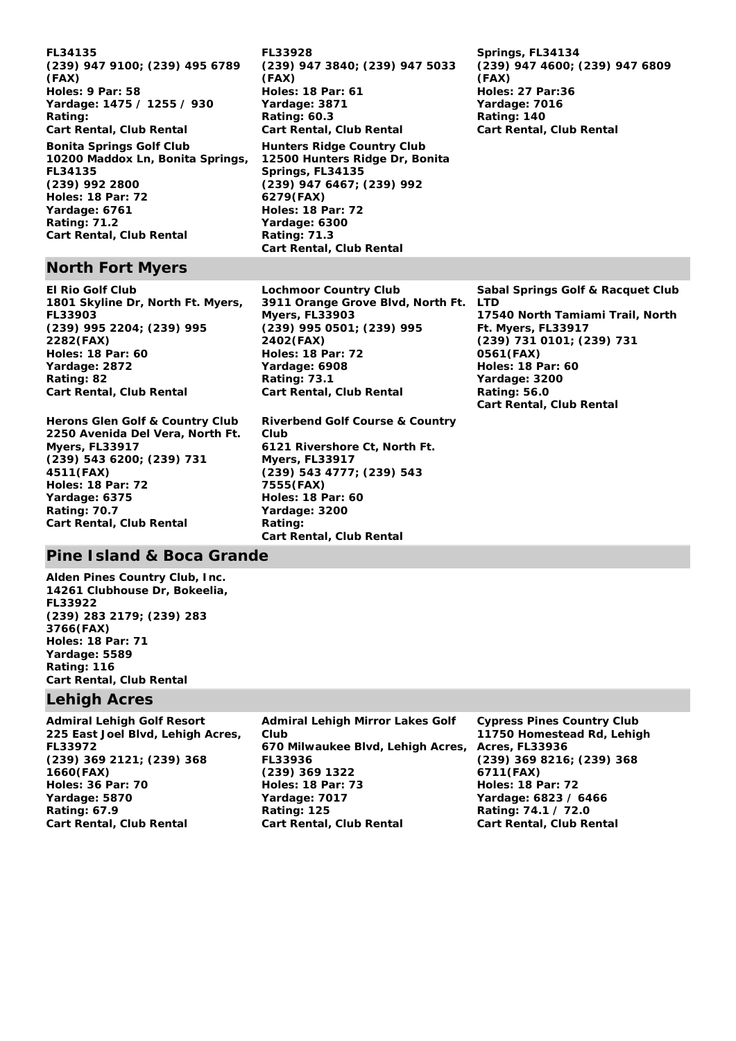FL34135
(239) 947 9100; (239) 495 6789 (FAX)
Holes: 9 Par: 58
Yardage: 1475 / 1255 / 930
Rating:
Cart Rental, Club Rental

**Bonita Springs Golf Club**
10200 Maddox Ln, Bonita Springs, FL34135
(239) 992 2800
Holes: 18 Par: 72
Yardage: 6761
Rating: 71.2
Cart Rental, Club Rental

FL33928
(239) 947 3840; (239) 947 5033 (FAX)
Holes: 18 Par: 61
Yardage: 3871
Rating: 60.3
Cart Rental, Club Rental

**Hunters Ridge Country Club**
12500 Hunters Ridge Dr, Bonita Springs, FL34135
(239) 947 6467; (239) 992 6279(FAX)
Holes: 18 Par: 72
Yardage: 6300
Rating: 71.3
Cart Rental, Club Rental

Springs, FL34134
(239) 947 4600; (239) 947 6809 (FAX)
Holes: 27 Par:36
Yardage: 7016
Rating: 140
Cart Rental, Club Rental

## North Fort Myers

**El Rio Golf Club**
1801 Skyline Dr, North Ft. Myers, FL33903
(239) 995 2204; (239) 995 2282(FAX)
Holes: 18 Par: 60
Yardage: 2872
Rating: 82
Cart Rental, Club Rental

**Herons Glen Golf & Country Club**
2250 Avenida Del Vera, North Ft. Myers, FL33917
(239) 543 6200; (239) 731 4511(FAX)
Holes: 18 Par: 72
Yardage: 6375
Rating: 70.7
Cart Rental, Club Rental

**Lochmoor Country Club**
3911 Orange Grove Blvd, North Ft. Myers, FL33903
(239) 995 0501; (239) 995 2402(FAX)
Holes: 18 Par: 72
Yardage: 6908
Rating: 73.1
Cart Rental, Club Rental

**Riverbend Golf Course & Country Club**
6121 Rivershore Ct, North Ft. Myers, FL33917
(239) 543 4777; (239) 543 7555(FAX)
Holes: 18 Par: 60
Yardage: 3200
Rating:
Cart Rental, Club Rental

**Sabal Springs Golf & Racquet Club LTD**
17540 North Tamiami Trail, North Ft. Myers, FL33917
(239) 731 0101; (239) 731 0561(FAX)
Holes: 18 Par: 60
Yardage: 3200
Rating: 56.0
Cart Rental, Club Rental

## Pine Island & Boca Grande

**Alden Pines Country Club, Inc.**
14261 Clubhouse Dr, Bokeelia, FL33922
(239) 283 2179; (239) 283 3766(FAX)
Holes: 18 Par: 71
Yardage: 5589
Rating: 116
Cart Rental, Club Rental

## Lehigh Acres

**Admiral Lehigh Golf Resort**
225 East Joel Blvd, Lehigh Acres, FL33972
(239) 369 2121; (239) 368 1660(FAX)
Holes: 36 Par: 70
Yardage: 5870
Rating: 67.9
Cart Rental, Club Rental

**Admiral Lehigh Mirror Lakes Golf Club**
670 Milwaukee Blvd, Lehigh Acres, FL33936
(239) 369 1322
Holes: 18 Par: 73
Yardage: 7017
Rating: 125
Cart Rental, Club Rental

**Cypress Pines Country Club**
11750 Homestead Rd, Lehigh Acres, FL33936
(239) 369 8216; (239) 368 6711(FAX)
Holes: 18 Par: 72
Yardage: 6823 / 6466
Rating: 74.1 / 72.0
Cart Rental, Club Rental